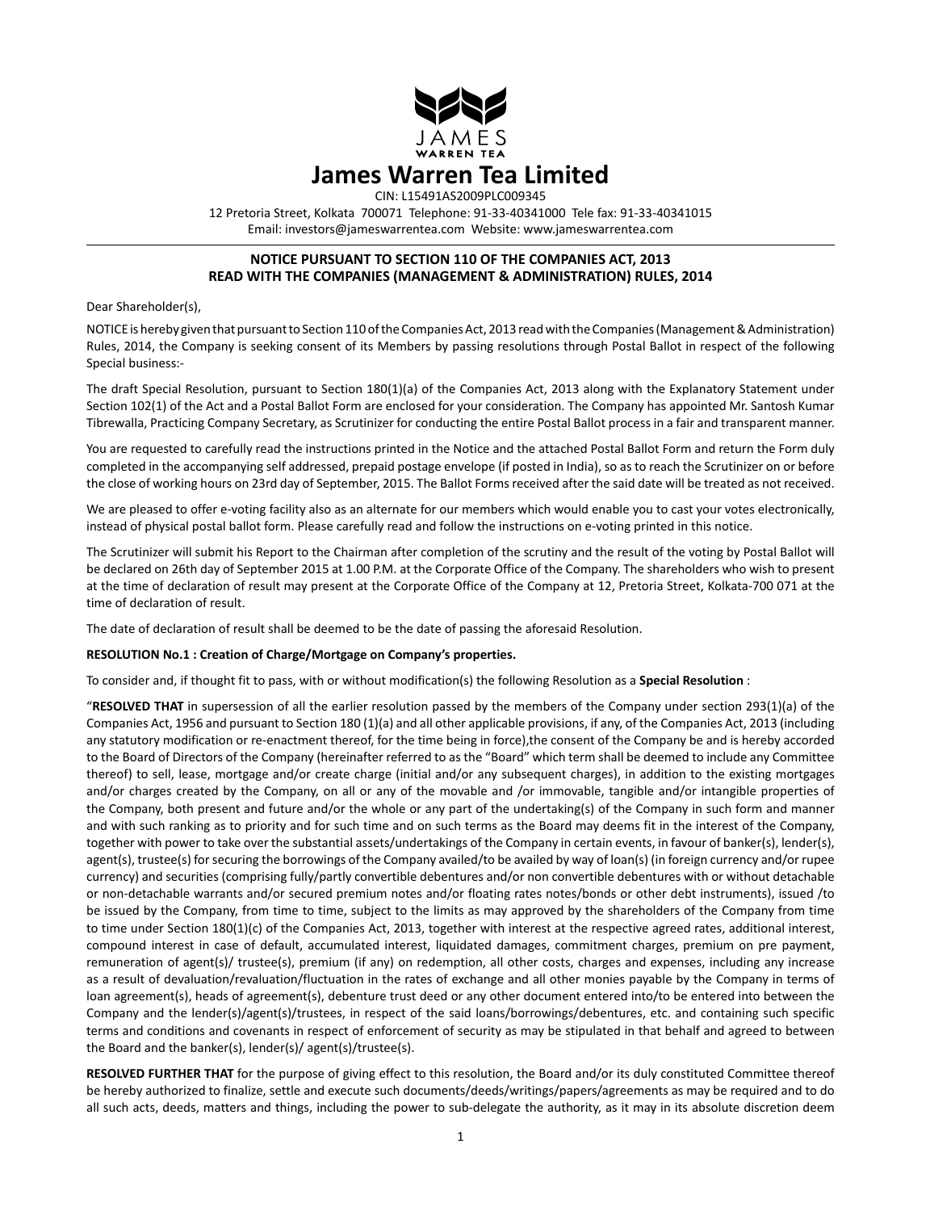# James Warren Tea Limited

CIN: L15491AS2009PLC009345

12 Pretoria Street, Kolkata 700071 Telephone: 91-33-40341000 Tele fax: 91-33-40341015

Email: investors@jameswarrentea.com Website: www.jameswarrentea.com

## NOTICE PURSUANT TO SECTION 110 OF THE COMPANIES ACT, 2013 READ WITH THE COMPANIES (MANAGEMENT & ADMINISTRATION) RULES, 2014

Dear Shareholder(s),

NOTICE is hereby given that pursuant to Section 110 of the Companies Act, 2013 read with the Companies (Management & Administration) Rules, 2014, the Company is seeking consent of its Members by passing resolutions through Postal Ballot in respect of the following Special business:-

The draft Special Resolution, pursuant to Section 180(1)(a) of the Companies Act, 2013 along with the Explanatory Statement under Section 102(1) of the Act and a Postal Ballot Form are enclosed for your consideration. The Company has appointed Mr. Santosh Kumar Tibrewalla, Practicing Company Secretary, as Scrutinizer for conducting the entire Postal Ballot process in a fair and transparent manner.

You are requested to carefully read the instructions printed in the Notice and the attached Postal Ballot Form and return the Form duly completed in the accompanying self addressed, prepaid postage envelope (if posted in India), so as to reach the Scrutinizer on or before the close of working hours on 23rd day of September, 2015. The Ballot Forms received after the said date will be treated as not received.

We are pleased to offer e-voting facility also as an alternate for our members which would enable you to cast your votes electronically, instead of physical postal ballot form. Please carefully read and follow the instructions on e-voting printed in this notice.

The Scrutinizer will submit his Report to the Chairman after completion of the scrutiny and the result of the voting by Postal Ballot will be declared on 26th day of September 2015 at 1.00 P.M. at the Corporate Office of the Company. The shareholders who wish to present at the time of declaration of result may present at the Corporate Office of the Company at 12, Pretoria Street, Kolkata-700 071 at the time of declaration of result.

The date of declaration of result shall be deemed to be the date of passing the aforesaid Resolution.

**RESOLUTION No.1 : Creation of Charge/Mortgage on Company's properties.**

To consider and, if thought fit to pass, with or without modification(s) the following Resolution as a **Special Resolution** :

"**RESOLVED THAT** in supersession of all the earlier resolution passed by the members of the Company under section 293(1)(a) of the Companies Act, 1956 and pursuant to Section 180 (1)(a) and all other applicable provisions, if any, of the Companies Act, 2013 (including any statutory modification or re-enactment thereof, for the time being in force),the consent of the Company be and is hereby accorded to the Board of Directors of the Company (hereinafter referred to as the "Board" which term shall be deemed to include any Committee thereof) to sell, lease, mortgage and/or create charge (initial and/or any subsequent charges), in addition to the existing mortgages and/or charges created by the Company, on all or any of the movable and /or immovable, tangible and/or intangible properties of the Company, both present and future and/or the whole or any part of the undertaking(s) of the Company in such form and manner and with such ranking as to priority and for such time and on such terms as the Board may deems fit in the interest of the Company, together with power to take over the substantial assets/undertakings of the Company in certain events, in favour of banker(s), lender(s), agent(s), trustee(s) for securing the borrowings of the Company availed/to be availed by way of loan(s) (in foreign currency and/or rupee currency) and securities (comprising fully/partly convertible debentures and/or non convertible debentures with or without detachable or non-detachable warrants and/or secured premium notes and/or floating rates notes/bonds or other debt instruments), issued /to be issued by the Company, from time to time, subject to the limits as may approved by the shareholders of the Company from time to time under Section 180(1)(c) of the Companies Act, 2013, together with interest at the respective agreed rates, additional interest, compound interest in case of default, accumulated interest, liquidated damages, commitment charges, premium on pre payment, remuneration of agent(s)/ trustee(s), premium (if any) on redemption, all other costs, charges and expenses, including any increase as a result of devaluation/revaluation/fluctuation in the rates of exchange and all other monies payable by the Company in terms of loan agreement(s), heads of agreement(s), debenture trust deed or any other document entered into/to be entered into between the Company and the lender(s)/agent(s)/trustees, in respect of the said loans/borrowings/debentures, etc. and containing such specific terms and conditions and covenants in respect of enforcement of security as may be stipulated in that behalf and agreed to between the Board and the banker(s), lender(s)/ agent(s)/trustee(s).

**RESOLVED FURTHER THAT** for the purpose of giving effect to this resolution, the Board and/or its duly constituted Committee thereof be hereby authorized to finalize, settle and execute such documents/deeds/writings/papers/agreements as may be required and to do all such acts, deeds, matters and things, including the power to sub-delegate the authority, as it may in its absolute discretion deem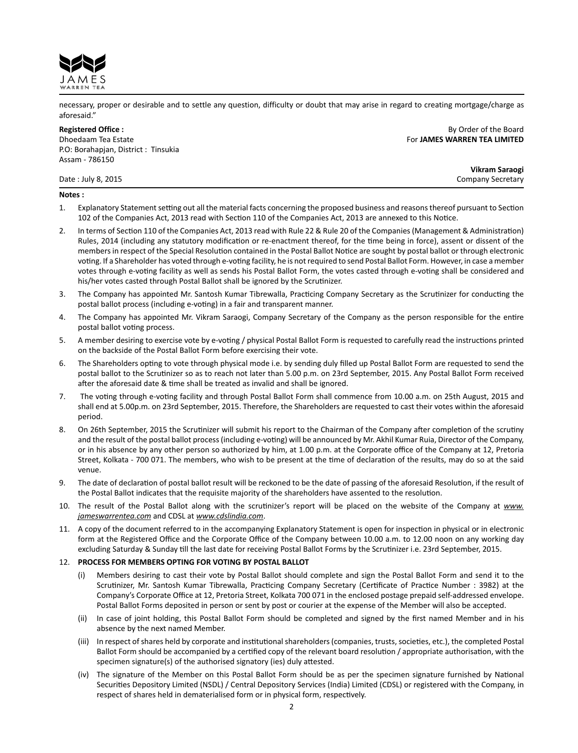necessary, proper or desirable and to settle any question, difficulty or doubt that may arise in regard to creating mortgage/charge as aforesaid."

**Registered Office :**
Dhoedaam Tea Estate
P.O: Borahapjan, District : Tinsukia
Assam - 786150

By Order of the Board
For **JAMES WARREN TEA LIMITED**

**Vikram Saraogi**
Company Secretary

Date : July 8, 2015

**Notes :**

1. Explanatory Statement setting out all the material facts concerning the proposed business and reasons thereof pursuant to Section 102 of the Companies Act, 2013 read with Section 110 of the Companies Act, 2013 are annexed to this Notice.
2. In terms of Section 110 of the Companies Act, 2013 read with Rule 22 & Rule 20 of the Companies (Management & Administration) Rules, 2014 (including any statutory modification or re-enactment thereof, for the time being in force), assent or dissent of the members in respect of the Special Resolution contained in the Postal Ballot Notice are sought by postal ballot or through electronic voting. If a Shareholder has voted through e-voting facility, he is not required to send Postal Ballot Form. However, in case a member votes through e-voting facility as well as sends his Postal Ballot Form, the votes casted through e-voting shall be considered and his/her votes casted through Postal Ballot shall be ignored by the Scrutinizer.
3. The Company has appointed Mr. Santosh Kumar Tibrewalla, Practicing Company Secretary as the Scrutinizer for conducting the postal ballot process (including e-voting) in a fair and transparent manner.
4. The Company has appointed Mr. Vikram Saraogi, Company Secretary of the Company as the person responsible for the entire postal ballot voting process.
5. A member desiring to exercise vote by e-voting / physical Postal Ballot Form is requested to carefully read the instructions printed on the backside of the Postal Ballot Form before exercising their vote.
6. The Shareholders opting to vote through physical mode i.e. by sending duly filled up Postal Ballot Form are requested to send the postal ballot to the Scrutinizer so as to reach not later than 5.00 p.m. on 23rd September, 2015. Any Postal Ballot Form received after the aforesaid date & time shall be treated as invalid and shall be ignored.
7. The voting through e-voting facility and through Postal Ballot Form shall commence from 10.00 a.m. on 25th August, 2015 and shall end at 5.00p.m. on 23rd September, 2015. Therefore, the Shareholders are requested to cast their votes within the aforesaid period.
8. On 26th September, 2015 the Scrutinizer will submit his report to the Chairman of the Company after completion of the scrutiny and the result of the postal ballot process (including e-voting) will be announced by Mr. Akhil Kumar Ruia, Director of the Company, or in his absence by any other person so authorized by him, at 1.00 p.m. at the Corporate office of the Company at 12, Pretoria Street, Kolkata - 700 071. The members, who wish to be present at the time of declaration of the results, may do so at the said venue.
9. The date of declaration of postal ballot result will be reckoned to be the date of passing of the aforesaid Resolution, if the result of the Postal Ballot indicates that the requisite majority of the shareholders have assented to the resolution.
10. The result of the Postal Ballot along with the scrutinizer's report will be placed on the website of the Company at *www.jameswarrentea.com* and CDSL at *www.cdslindia.com*.
11. A copy of the document referred to in the accompanying Explanatory Statement is open for inspection in physical or in electronic form at the Registered Office and the Corporate Office of the Company between 10.00 a.m. to 12.00 noon on any working day excluding Saturday & Sunday till the last date for receiving Postal Ballot Forms by the Scrutinizer i.e. 23rd September, 2015.
12. **PROCESS FOR MEMBERS OPTING FOR VOTING BY POSTAL BALLOT**
    (i) Members desiring to cast their vote by Postal Ballot should complete and sign the Postal Ballot Form and send it to the Scrutinizer, Mr. Santosh Kumar Tibrewalla, Practicing Company Secretary (Certificate of Practice Number : 3982) at the Company's Corporate Office at 12, Pretoria Street, Kolkata 700 071 in the enclosed postage prepaid self-addressed envelope. Postal Ballot Forms deposited in person or sent by post or courier at the expense of the Member will also be accepted.
    (ii) In case of joint holding, this Postal Ballot Form should be completed and signed by the first named Member and in his absence by the next named Member.
    (iii) In respect of shares held by corporate and institutional shareholders (companies, trusts, societies, etc.), the completed Postal Ballot Form should be accompanied by a certified copy of the relevant board resolution / appropriate authorisation, with the specimen signature(s) of the authorised signatory (ies) duly attested.
    (iv) The signature of the Member on this Postal Ballot Form should be as per the specimen signature furnished by National Securities Depository Limited (NSDL) / Central Depository Services (India) Limited (CDSL) or registered with the Company, in respect of shares held in dematerialised form or in physical form, respectively.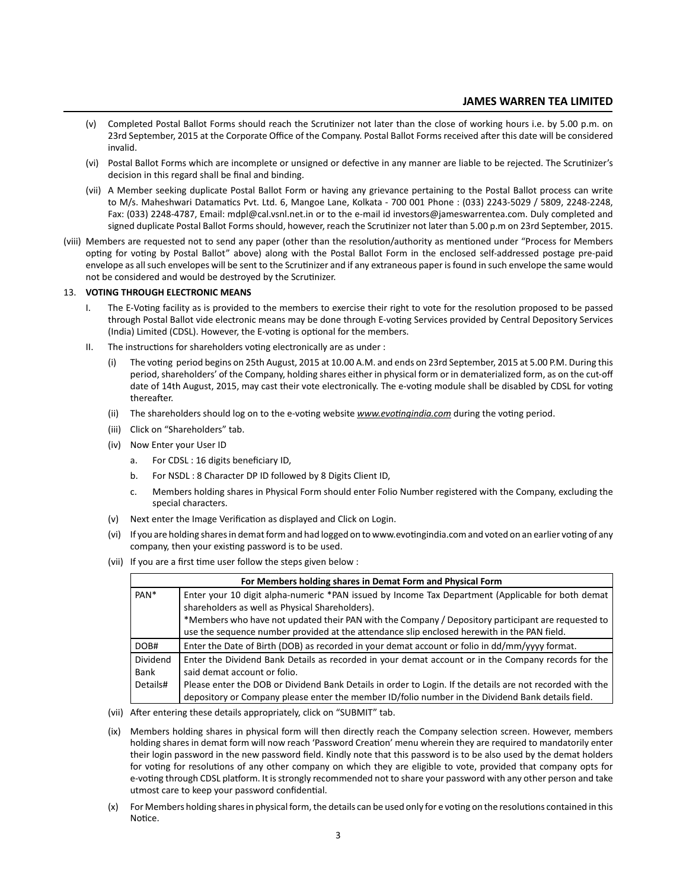(v) Completed Postal Ballot Forms should reach the Scrutinizer not later than the close of working hours i.e. by 5.00 p.m. on 23rd September, 2015 at the Corporate Office of the Company. Postal Ballot Forms received after this date will be considered invalid.

(vi) Postal Ballot Forms which are incomplete or unsigned or defective in any manner are liable to be rejected. The Scrutinizer's decision in this regard shall be final and binding.

(vii) A Member seeking duplicate Postal Ballot Form or having any grievance pertaining to the Postal Ballot process can write to M/s. Maheshwari Datamatics Pvt. Ltd. 6, Mangoe Lane, Kolkata - 700 001 Phone : (033) 2243-5029 / 5809, 2248-2248, Fax: (033) 2248-4787, Email: mdpl@cal.vsnl.net.in or to the e-mail id investors@jameswarrentea.com. Duly completed and signed duplicate Postal Ballot Forms should, however, reach the Scrutinizer not later than 5.00 p.m on 23rd September, 2015.

(viii) Members are requested not to send any paper (other than the resolution/authority as mentioned under "Process for Members opting for voting by Postal Ballot" above) along with the Postal Ballot Form in the enclosed self-addressed postage pre-paid envelope as all such envelopes will be sent to the Scrutinizer and if any extraneous paper is found in such envelope the same would not be considered and would be destroyed by the Scrutinizer.

13. **VOTING THROUGH ELECTRONIC MEANS**

I. The E-Voting facility as is provided to the members to exercise their right to vote for the resolution proposed to be passed through Postal Ballot vide electronic means may be done through E-voting Services provided by Central Depository Services (India) Limited (CDSL). However, the E-voting is optional for the members.

II. The instructions for shareholders voting electronically are as under :

(i) The voting period begins on 25th August, 2015 at 10.00 A.M. and ends on 23rd September, 2015 at 5.00 P.M. During this period, shareholders' of the Company, holding shares either in physical form or in dematerialized form, as on the cut-off date of 14th August, 2015, may cast their vote electronically. The e-voting module shall be disabled by CDSL for voting thereafter.

(ii) The shareholders should log on to the e-voting website *www.evotingindia.com* during the voting period.

(iii) Click on "Shareholders" tab.

(iv) Now Enter your User ID

a. For CDSL : 16 digits beneficiary ID,

b. For NSDL : 8 Character DP ID followed by 8 Digits Client ID,

c. Members holding shares in Physical Form should enter Folio Number registered with the Company, excluding the special characters.

(v) Next enter the Image Verification as displayed and Click on Login.

(vi) If you are holding shares in demat form and had logged on to www.evotingindia.com and voted on an earlier voting of any company, then your existing password is to be used.

(vii) If you are a first time user follow the steps given below :

| For Members holding shares in Demat Form and Physical Form | |
|---|---|
| PAN* | Enter your 10 digit alpha-numeric *PAN issued by Income Tax Department (Applicable for both demat shareholders as well as Physical Shareholders).<br>*Members who have not updated their PAN with the Company / Depository participant are requested to use the sequence number provided at the attendance slip enclosed herewith in the PAN field. |
| DOB# | Enter the Date of Birth (DOB) as recorded in your demat account or folio in dd/mm/yyyy format. |
| Dividend Bank Details# | Enter the Dividend Bank Details as recorded in your demat account or in the Company records for the said demat account or folio.<br>Please enter the DOB or Dividend Bank Details in order to Login. If the details are not recorded with the depository or Company please enter the member ID/folio number in the Dividend Bank details field. |

(vii) After entering these details appropriately, click on "SUBMIT" tab.

(ix) Members holding shares in physical form will then directly reach the Company selection screen. However, members holding shares in demat form will now reach 'Password Creation' menu wherein they are required to mandatorily enter their login password in the new password field. Kindly note that this password is to be also used by the demat holders for voting for resolutions of any other company on which they are eligible to vote, provided that company opts for e-voting through CDSL platform. It is strongly recommended not to share your password with any other person and take utmost care to keep your password confidential.

(x) For Members holding shares in physical form, the details can be used only for e voting on the resolutions contained in this Notice.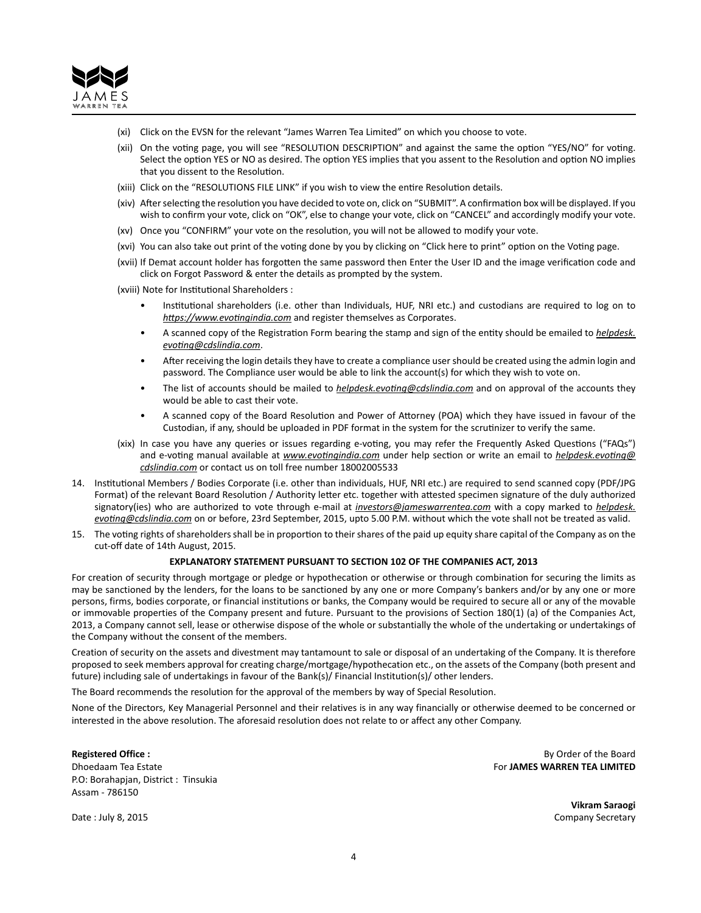(xi) Click on the EVSN for the relevant "James Warren Tea Limited" on which you choose to vote.

(xii) On the voting page, you will see "RESOLUTION DESCRIPTION" and against the same the option "YES/NO" for voting. Select the option YES or NO as desired. The option YES implies that you assent to the Resolution and option NO implies that you dissent to the Resolution.

(xiii) Click on the "RESOLUTIONS FILE LINK" if you wish to view the entire Resolution details.

(xiv) After selecting the resolution you have decided to vote on, click on "SUBMIT". A confirmation box will be displayed. If you wish to confirm your vote, click on "OK", else to change your vote, click on "CANCEL" and accordingly modify your vote.

(xv) Once you "CONFIRM" your vote on the resolution, you will not be allowed to modify your vote.

(xvi) You can also take out print of the voting done by you by clicking on "Click here to print" option on the Voting page.

(xvii) If Demat account holder has forgotten the same password then Enter the User ID and the image verification code and click on Forgot Password & enter the details as prompted by the system.

(xviii) Note for Institutional Shareholders :

- Institutional shareholders (i.e. other than Individuals, HUF, NRI etc.) and custodians are required to log on to *https://www.evotingindia.com* and register themselves as Corporates.
- A scanned copy of the Registration Form bearing the stamp and sign of the entity should be emailed to *helpdesk.evoting@cdslindia.com*.
- After receiving the login details they have to create a compliance user should be created using the admin login and password. The Compliance user would be able to link the account(s) for which they wish to vote on.
- The list of accounts should be mailed to *helpdesk.evoting@cdslindia.com* and on approval of the accounts they would be able to cast their vote.
- A scanned copy of the Board Resolution and Power of Attorney (POA) which they have issued in favour of the Custodian, if any, should be uploaded in PDF format in the system for the scrutinizer to verify the same.

(xix) In case you have any queries or issues regarding e-voting, you may refer the Frequently Asked Questions ("FAQs") and e-voting manual available at *www.evotingindia.com* under help section or write an email to *helpdesk.evoting@cdslindia.com* or contact us on toll free number 18002005533

14. Institutional Members / Bodies Corporate (i.e. other than individuals, HUF, NRI etc.) are required to send scanned copy (PDF/JPG Format) of the relevant Board Resolution / Authority letter etc. together with attested specimen signature of the duly authorized signatory(ies) who are authorized to vote through e-mail at *investors@jameswarrentea.com* with a copy marked to *helpdesk.evoting@cdslindia.com* on or before, 23rd September, 2015, upto 5.00 P.M. without which the vote shall not be treated as valid.

15. The voting rights of shareholders shall be in proportion to their shares of the paid up equity share capital of the Company as on the cut-off date of 14th August, 2015.

**EXPLANATORY STATEMENT PURSUANT TO SECTION 102 OF THE COMPANIES ACT, 2013**

For creation of security through mortgage or pledge or hypothecation or otherwise or through combination for securing the limits as may be sanctioned by the lenders, for the loans to be sanctioned by any one or more Company's bankers and/or by any one or more persons, firms, bodies corporate, or financial institutions or banks, the Company would be required to secure all or any of the movable or immovable properties of the Company present and future. Pursuant to the provisions of Section 180(1) (a) of the Companies Act, 2013, a Company cannot sell, lease or otherwise dispose of the whole or substantially the whole of the undertaking or undertakings of the Company without the consent of the members.

Creation of security on the assets and divestment may tantamount to sale or disposal of an undertaking of the Company. It is therefore proposed to seek members approval for creating charge/mortgage/hypothecation etc., on the assets of the Company (both present and future) including sale of undertakings in favour of the Bank(s)/ Financial Institution(s)/ other lenders.

The Board recommends the resolution for the approval of the members by way of Special Resolution.

None of the Directors, Key Managerial Personnel and their relatives is in any way financially or otherwise deemed to be concerned or interested in the above resolution. The aforesaid resolution does not relate to or affect any other Company.

**Registered Office :**
Dhoedaam Tea Estate
P.O: Borahapjan, District : Tinsukia
Assam - 786150

Date : July 8, 2015

By Order of the Board
For **JAMES WARREN TEA LIMITED**

**Vikram Saraogi**
Company Secretary